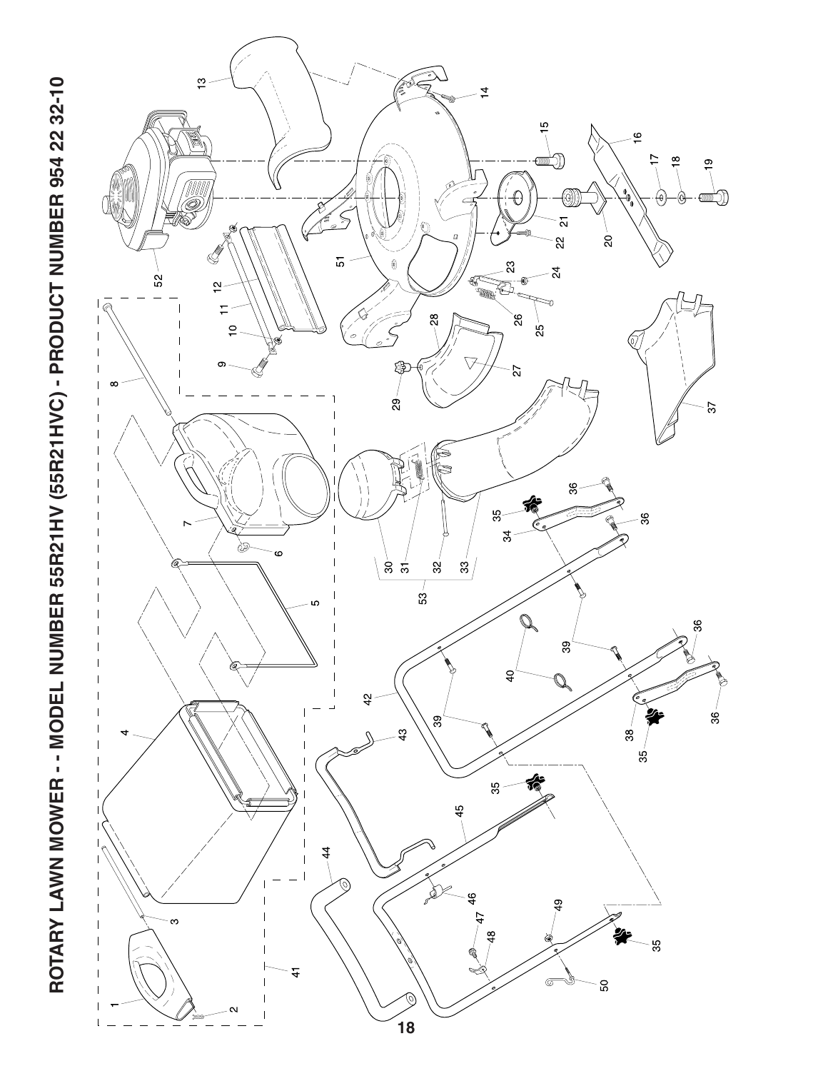# ROTARY LAWN MOWER - - MODEL NUMBER 55R21HV (55R21HVC) - PRODUCT NUMBER 954 22 32-10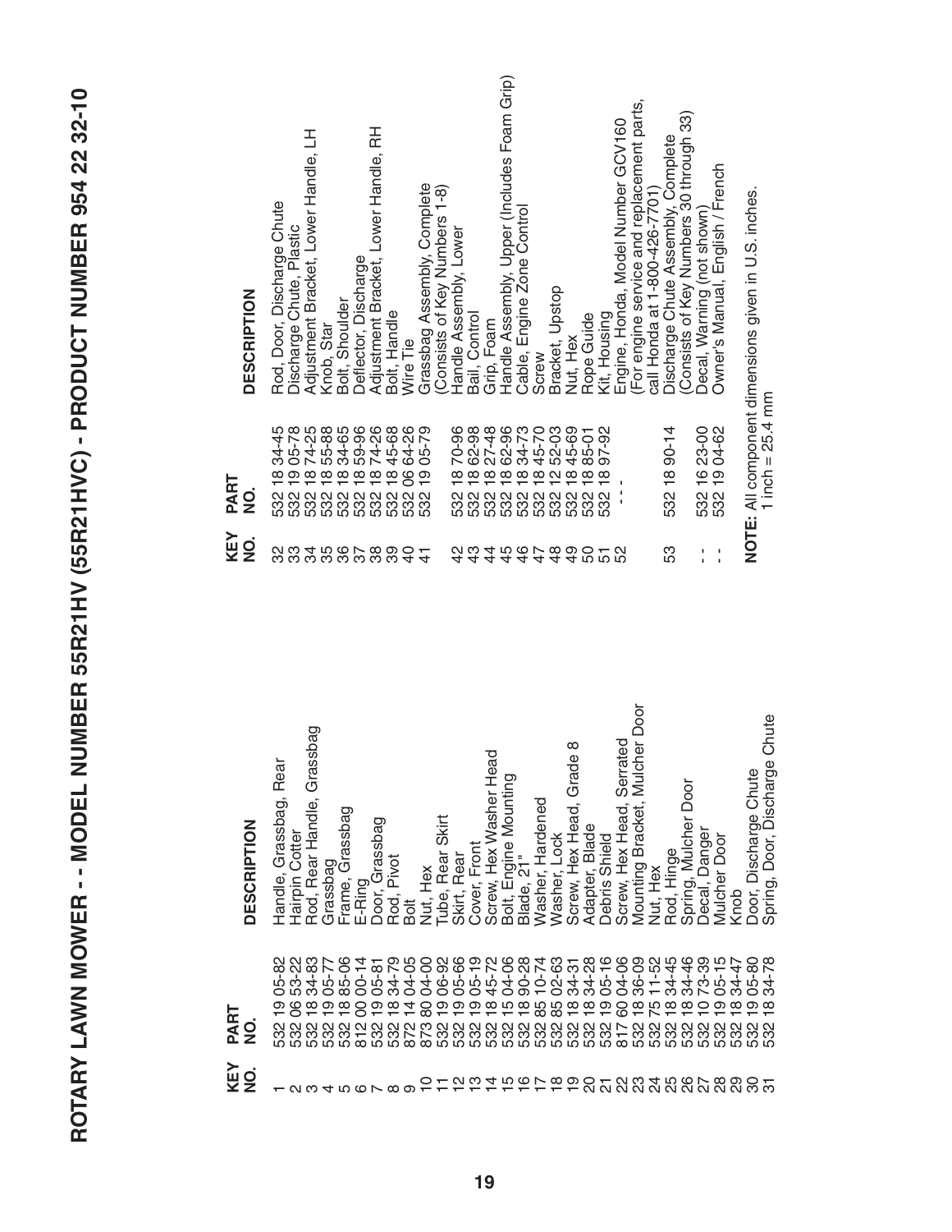# ROTARY LAWN MOWER - - MODEL NUMBER 55R21HV (55R21HVC) - PRODUCT NUMBER 954 22 32-10

| KEY NO. | PART NO. | DESCRIPTION |
|---|---|---|
| 1 | 532 19 05-82 | Handle, Grassbag, Rear |
| 2 | 532 06 53-22 | Hairpin Cotter |
| 3 | 532 18 34-83 | Rod, Rear Handle, Grassbag |
| 4 | 532 19 05-77 | Grassbag |
| 5 | 532 18 85-06 | Frame, Grassbag |
| 6 | 812 00 00-14 | E-Ring |
| 7 | 532 19 05-81 | Door, Grassbag |
| 8 | 532 18 34-79 | Rod, Pivot |
| 9 | 872 14 04-05 | Bolt |
| 10 | 873 80 04-00 | Nut, Hex |
| 11 | 532 19 06-92 | Tube, Rear Skirt |
| 12 | 532 19 05-66 | Skirt, Rear |
| 13 | 532 19 05-19 | Cover, Front |
| 14 | 532 18 45-72 | Screw, Hex Washer Head |
| 15 | 532 15 04-06 | Bolt, Engine Mounting |
| 16 | 532 18 90-28 | Blade, 21" |
| 17 | 532 85 10-74 | Washer, Hardened |
| 18 | 532 85 02-63 | Washer, Lock |
| 19 | 532 18 34-31 | Screw, Hex Head, Grade 8 |
| 20 | 532 18 34-28 | Adapter, Blade |
| 21 | 532 19 05-16 | Debris Shield |
| 22 | 817 60 04-06 | Screw, Hex Head, Serrated |
| 23 | 532 18 36-09 | Mounting Bracket, Mulcher Door |
| 24 | 532 75 11-52 | Nut, Hex |
| 25 | 532 18 34-45 | Rod, Hinge |
| 26 | 532 18 34-46 | Spring, Mulcher Door |
| 27 | 532 10 73-39 | Decal, Danger |
| 28 | 532 19 05-15 | Mulcher Door |
| 29 | 532 18 34-47 | Knob |
| 30 | 532 19 05-80 | Door, Discharge Chute |
| 31 | 532 18 34-78 | Spring, Door, Discharge Chute |
| 32 | 532 18 34-45 | Rod, Door, Discharge Chute |
| 33 | 532 19 05-78 | Discharge Chute, Plastic |
| 34 | 532 18 74-25 | Adjustment Bracket, Lower Handle, LH |
| 35 | 532 18 55-88 | Knob, Star |
| 36 | 532 18 34-65 | Bolt, Shoulder |
| 37 | 532 18 59-96 | Deflector, Discharge |
| 38 | 532 18 74-26 | Adjustment Bracket, Lower Handle, RH |
| 39 | 532 18 45-68 | Bolt, Handle |
| 40 | 532 06 64-26 | Wire Tie |
| 41 | 532 19 05-79 | Grassbag Assembly, Complete (Consists of Key Numbers 1-8) |
| 42 | 532 18 70-96 | Handle Assembly, Lower |
| 43 | 532 18 62-98 | Bail, Control |
| 44 | 532 18 27-48 | Grip, Foam |
| 45 | 532 18 62-96 | Handle Assembly, Upper (Includes Foam Grip) |
| 46 | 532 18 34-73 | Cable, Engine Zone Control |
| 47 | 532 18 45-70 | Screw |
| 48 | 532 12 52-03 | Bracket, Upstop |
| 49 | 532 18 45-69 | Nut, Hex |
| 50 | 532 18 85-01 | Rope Guide |
| 51 | 532 18 97-92 | Kit, Housing |
| 52 | - - - | Engine, Honda, Model Number GCV160 (For engine service and replacement parts, call Honda at 1-800-426-7701) |
| 53 | 532 18 90-14 | Discharge Chute Assembly, Complete (Consists of Key Numbers 30 through 33) |
| - - | 532 16 23-00 | Decal, Warning (not shown) |
| - - | 532 19 04-62 | Owner's Manual, English / French |

**NOTE:** All component dimensions given in U.S. inches.
1 inch = 25.4 mm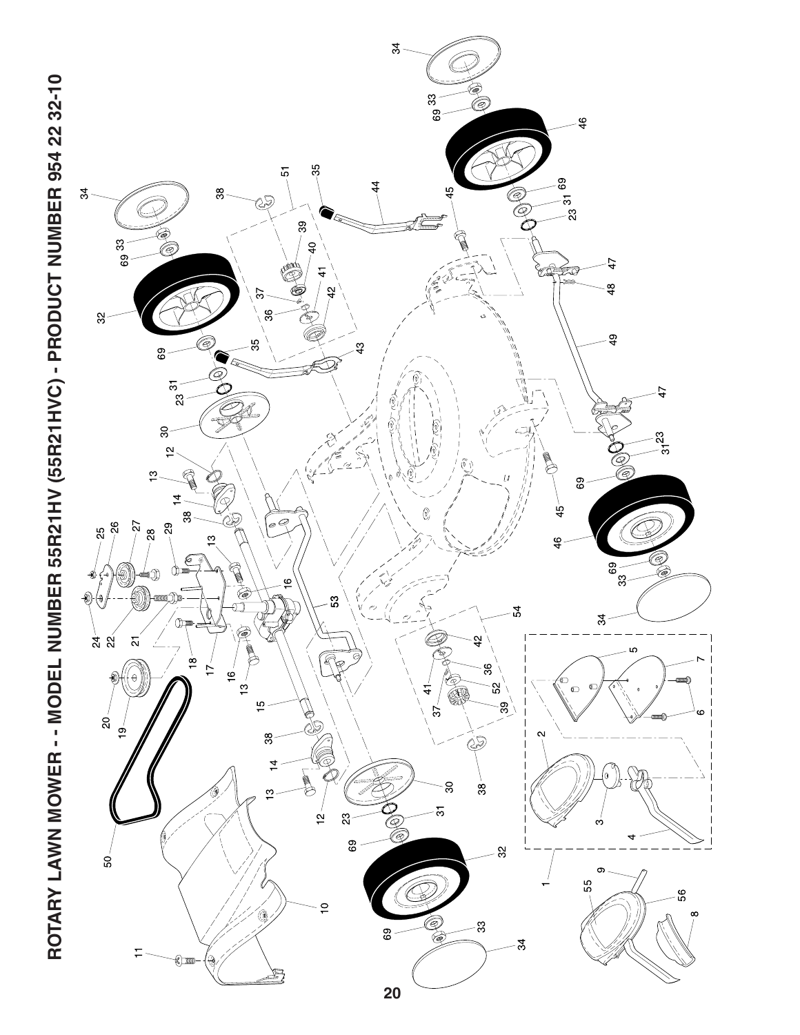# ROTARY LAWN MOWER - - MODEL NUMBER 55R21HV (55R21HVC) - PRODUCT NUMBER 954 22 32-10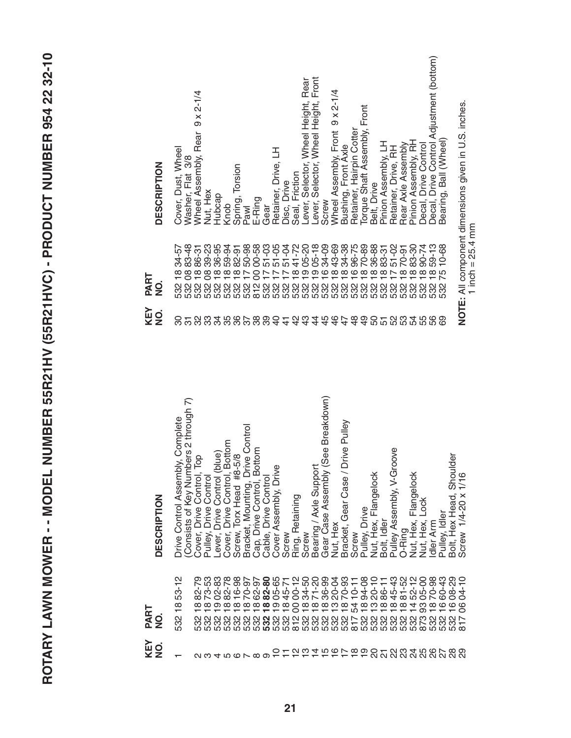# ROTARY LAWN MOWER - - MODEL NUMBER 55R21HV (55R21HVC) - PRODUCT NUMBER 954 22 32-10

| KEY NO. | PART NO. | DESCRIPTION |
|---|---|---|
| 1 | 532 18 53-12 | Drive Control Assembly, Complete (Consists of Key Numbers 2 through 7) |
| 2 | 532 18 82-79 | Cover, Drive Control, Top |
| 3 | 532 18 73-53 | Pulley, Drive Control |
| 4 | 532 19 02-83 | Lever, Drive Control (blue) |
| 5 | 532 18 82-78 | Cover, Drive Control, Bottom |
| 6 | 532 18 16-98 | Screw, Torx Head #8-5/8 |
| 7 | 532 18 70-97 | Bracket, Mounting, Drive Control |
| 8 | 532 18 62-97 | Cap, Drive Control, Bottom |
| 9 | **532 18 82-80** | Cable, Drive Control |
| 10 | 532 19 05-65 | Cover Assembly, Drive |
| 11 | 532 18 45-71 | Screw |
| 12 | 812 00 00-12 | Ring, Retaining |
| 13 | 532 18 34-50 | Screw |
| 14 | 532 18 71-20 | Bearing / Axle Support |
| 15 | 532 18 36-99 | Gear Case Assembly (See Breakdown) |
| 16 | 532 13 20-04 | Nut, Hex |
| 17 | 532 18 70-93 | Bracket, Gear Case / Drive Pulley |
| 18 | 817 54 10-11 | Screw |
| 19 | 532 18 94-08 | Pulley, Drive |
| 20 | 532 13 20-10 | Nut, Hex, Flangelock |
| 21 | 532 18 86-11 | Bolt, Idler |
| 22 | 532 18 45-43 | Pulley Assembly, V-Groove |
| 23 | 532 18 81-52 | O-Ring |
| 24 | 532 14 52-12 | Nut, Hex, Flangelock |
| 25 | 873 93 05-00 | Nut, Hex, Lock |
| 26 | 532 18 70-98 | Idler Arm |
| 27 | 532 16 60-43 | Pulley, Idler |
| 28 | 532 16 08-29 | Bolt, Hex Head, Shoulder |
| 29 | 817 06 04-10 | Screw 1/4-20 x 1/16 |
| 30 | 532 18 34-57 | Cover, Dust, Wheel |
| 31 | 532 08 83-48 | Washer, Flat 3/8 |
| 32 | 532 18 86-31 | Wheel Assembly, Rear 9 x 2-1/4 |
| 33 | 532 08 39-23 | Nut, Hex |
| 34 | 532 18 36-95 | Hubcap |
| 35 | 532 18 59-94 | Knob |
| 36 | 532 18 82-91 | Spring, Torsion |
| 37 | 532 17 50-98 | Pawl |
| 38 | 812 00 00-58 | E-Ring |
| 39 | 532 17 51-03 | Gear |
| 40 | 532 17 51-05 | Retainer, Drive, LH |
| 41 | 532 17 51-04 | Disc, Drive |
| 42 | 532 18 41-72 | Seal, Friction |
| 43 | 532 19 05-20 | Lever, Selector, Wheel Height, Rear |
| 44 | 532 19 05-18 | Lever, Selector, Wheel Height, Front |
| 45 | 532 16 34-09 | Screw |
| 46 | 532 18 43-69 | Wheel Assembly, Front 9 x 2-1/4 |
| 47 | 532 18 34-38 | Bushing, Front Axle |
| 48 | 532 16 96-75 | Retainer, Hairpin Cotter |
| 49 | 532 18 70-89 | Torque Shaft Assembly, Front |
| 50 | 532 18 36-88 | Belt, Drive |
| 51 | 532 18 83-31 | Pinion Assembly, LH |
| 52 | 532 17 51-02 | Retainer, Drive, RH |
| 53 | 532 18 70-91 | Rear Axle Assembly |
| 54 | 532 18 83-30 | Pinion Assembly, RH |
| 55 | 532 18 90-74 | Decal, Drive Control |
| 56 | 532 18 59-13 | Decal, Drive Control Adjustment (bottom) |
| 69 | 532 75 10-68 | Bearing, Ball (Wheel) |

**NOTE:** All component dimensions given in U.S. inches.
1 inch = 25.4 mm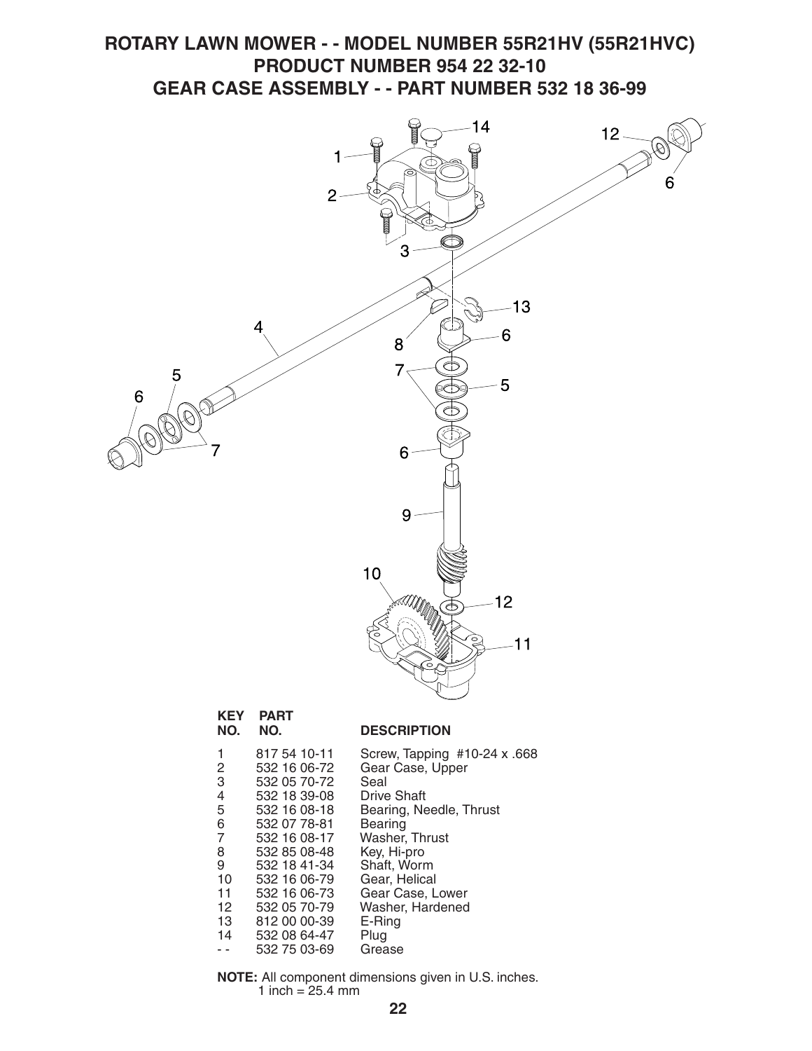# ROTARY LAWN MOWER - - MODEL NUMBER 55R21HV (55R21HVC)
# PRODUCT NUMBER 954 22 32-10
# GEAR CASE ASSEMBLY - - PART NUMBER 532 18 36-99

| KEY NO. | PART NO. | DESCRIPTION |
|---|---|---|
| 1 | 817 54 10-11 | Screw, Tapping #10-24 x .668 |
| 2 | 532 16 06-72 | Gear Case, Upper |
| 3 | 532 05 70-72 | Seal |
| 4 | 532 18 39-08 | Drive Shaft |
| 5 | 532 16 08-18 | Bearing, Needle, Thrust |
| 6 | 532 07 78-81 | Bearing |
| 7 | 532 16 08-17 | Washer, Thrust |
| 8 | 532 85 08-48 | Key, Hi-pro |
| 9 | 532 18 41-34 | Shaft, Worm |
| 10 | 532 16 06-79 | Gear, Helical |
| 11 | 532 16 06-73 | Gear Case, Lower |
| 12 | 532 05 70-79 | Washer, Hardened |
| 13 | 812 00 00-39 | E-Ring |
| 14 | 532 08 64-47 | Plug |
| - - | 532 75 03-69 | Grease |

**NOTE:** All component dimensions given in U.S. inches.
1 inch = 25.4 mm